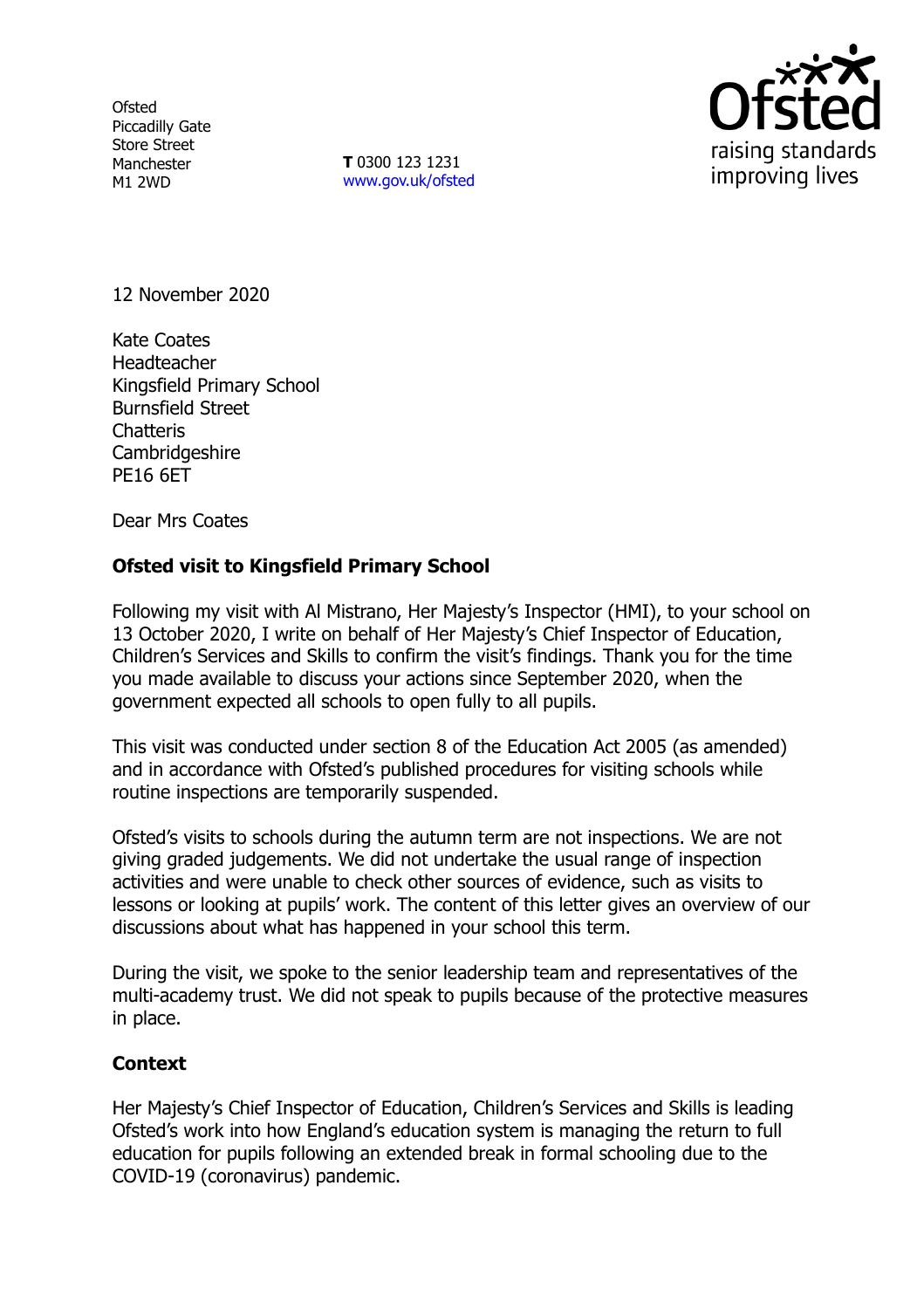Ofsted
Piccadilly Gate
Store Street
Manchester
M1 2WD

**T** 0300 123 1231
www.gov.uk/ofsted

12 November 2020

Kate Coates
Headteacher
Kingsfield Primary School
Burnsfield Street
Chatteris
Cambridgeshire
PE16 6ET

Dear Mrs Coates

**Ofsted visit to Kingsfield Primary School**

Following my visit with Al Mistrano, Her Majesty's Inspector (HMI), to your school on 13 October 2020, I write on behalf of Her Majesty's Chief Inspector of Education, Children's Services and Skills to confirm the visit's findings. Thank you for the time you made available to discuss your actions since September 2020, when the government expected all schools to open fully to all pupils.

This visit was conducted under section 8 of the Education Act 2005 (as amended) and in accordance with Ofsted's published procedures for visiting schools while routine inspections are temporarily suspended.

Ofsted's visits to schools during the autumn term are not inspections. We are not giving graded judgements. We did not undertake the usual range of inspection activities and were unable to check other sources of evidence, such as visits to lessons or looking at pupils' work. The content of this letter gives an overview of our discussions about what has happened in your school this term.

During the visit, we spoke to the senior leadership team and representatives of the multi-academy trust. We did not speak to pupils because of the protective measures in place.

**Context**

Her Majesty's Chief Inspector of Education, Children's Services and Skills is leading Ofsted's work into how England's education system is managing the return to full education for pupils following an extended break in formal schooling due to the COVID-19 (coronavirus) pandemic.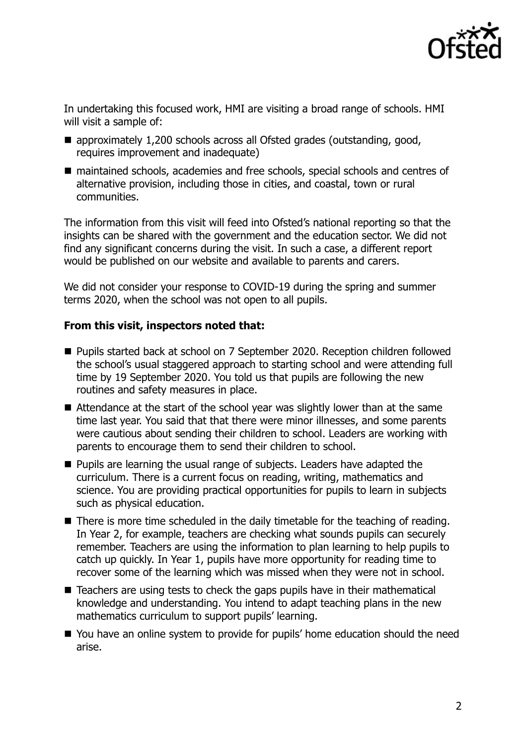In undertaking this focused work, HMI are visiting a broad range of schools. HMI will visit a sample of:

- approximately 1,200 schools across all Ofsted grades (outstanding, good, requires improvement and inadequate)
- maintained schools, academies and free schools, special schools and centres of alternative provision, including those in cities, and coastal, town or rural communities.

The information from this visit will feed into Ofsted's national reporting so that the insights can be shared with the government and the education sector. We did not find any significant concerns during the visit. In such a case, a different report would be published on our website and available to parents and carers.

We did not consider your response to COVID-19 during the spring and summer terms 2020, when the school was not open to all pupils.

**From this visit, inspectors noted that:**

- Pupils started back at school on 7 September 2020. Reception children followed the school's usual staggered approach to starting school and were attending full time by 19 September 2020. You told us that pupils are following the new routines and safety measures in place.
- Attendance at the start of the school year was slightly lower than at the same time last year. You said that that there were minor illnesses, and some parents were cautious about sending their children to school. Leaders are working with parents to encourage them to send their children to school.
- Pupils are learning the usual range of subjects. Leaders have adapted the curriculum. There is a current focus on reading, writing, mathematics and science. You are providing practical opportunities for pupils to learn in subjects such as physical education.
- There is more time scheduled in the daily timetable for the teaching of reading. In Year 2, for example, teachers are checking what sounds pupils can securely remember. Teachers are using the information to plan learning to help pupils to catch up quickly. In Year 1, pupils have more opportunity for reading time to recover some of the learning which was missed when they were not in school.
- Teachers are using tests to check the gaps pupils have in their mathematical knowledge and understanding. You intend to adapt teaching plans in the new mathematics curriculum to support pupils' learning.
- You have an online system to provide for pupils' home education should the need arise.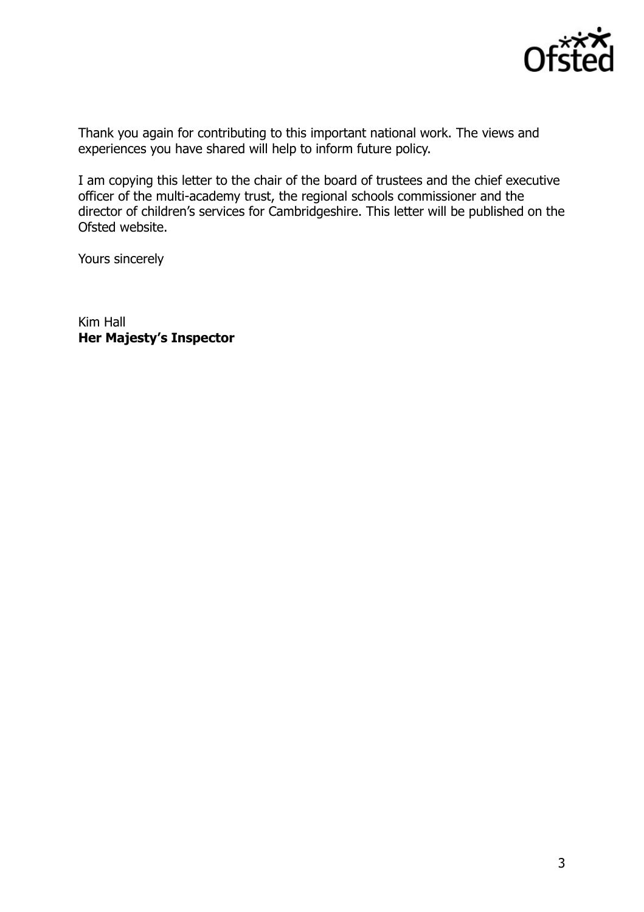Thank you again for contributing to this important national work. The views and experiences you have shared will help to inform future policy.

I am copying this letter to the chair of the board of trustees and the chief executive officer of the multi-academy trust, the regional schools commissioner and the director of children's services for Cambridgeshire. This letter will be published on the Ofsted website.

Yours sincerely

Kim Hall
**Her Majesty's Inspector**